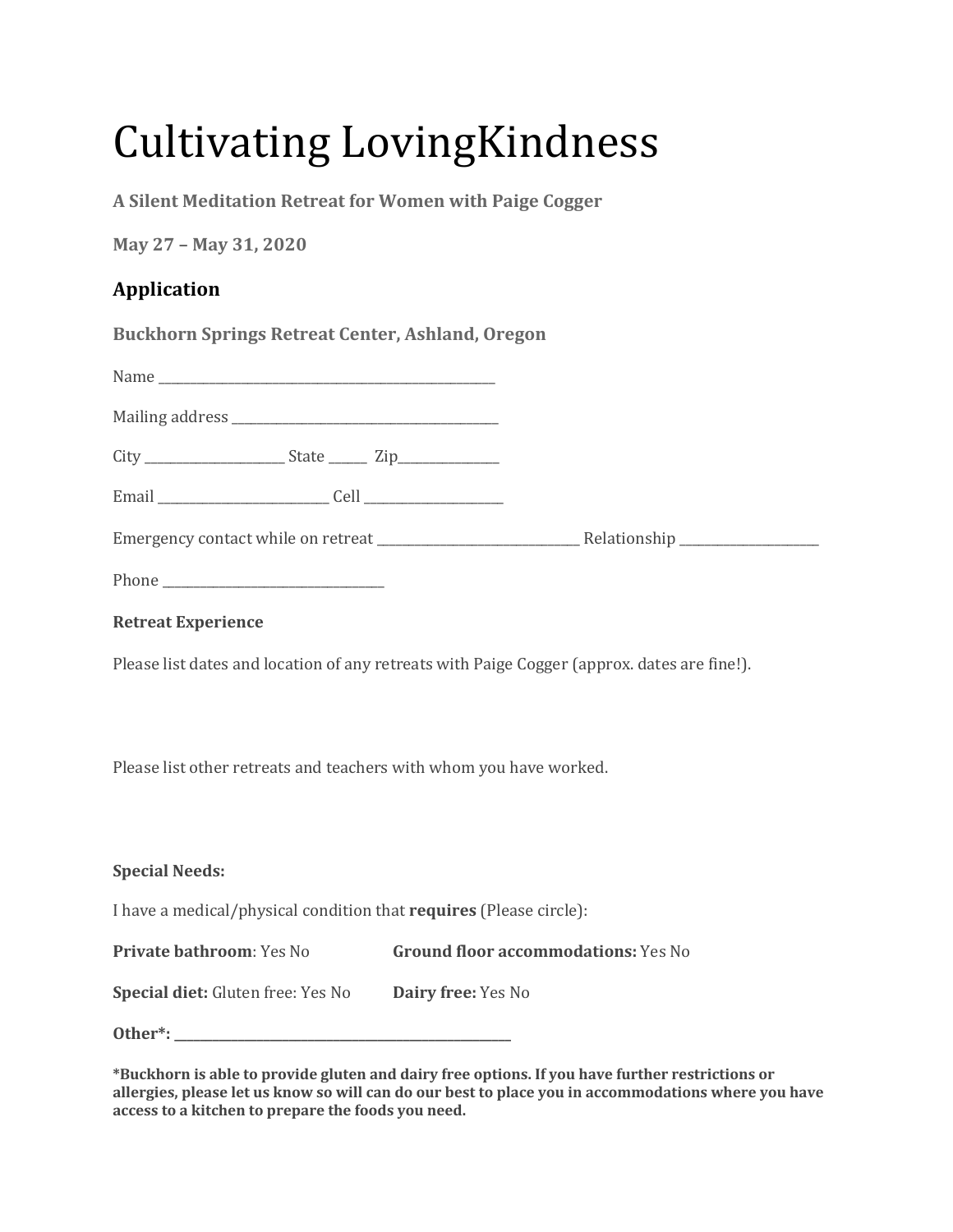# Cultivating LovingKindness

**A Silent Meditation Retreat for Women with Paige Cogger**

**May 27 – May 31, 2020**

## Application

**Buckhorn Springs Retreat Center, Ashland, Oregon**

Name ________________________________________________

Mailing address _______________________________________

City ____________________ State ______ Zip_______________

Email _________________________ Cell ____________________

Emergency contact while on retreat _____________________________ Relationship ____________________

Phone ________________________________

**Retreat Experience**

Please list dates and location of any retreats with Paige Cogger (approx. dates are fine!).

Please list other retreats and teachers with whom you have worked.

**Special Needs:**

I have a medical/physical condition that **requires** (Please circle):

**Private bathroom**: Yes No

**Ground floor accommodations:** Yes No

**Special diet:** Gluten free: Yes No

**Dairy free:** Yes No

**Other*: ________________________________________________**

***Buckhorn is able to provide gluten and dairy free options. If you have further restrictions or allergies, please let us know so will can do our best to place you in accommodations where you have access to a kitchen to prepare the foods you need.**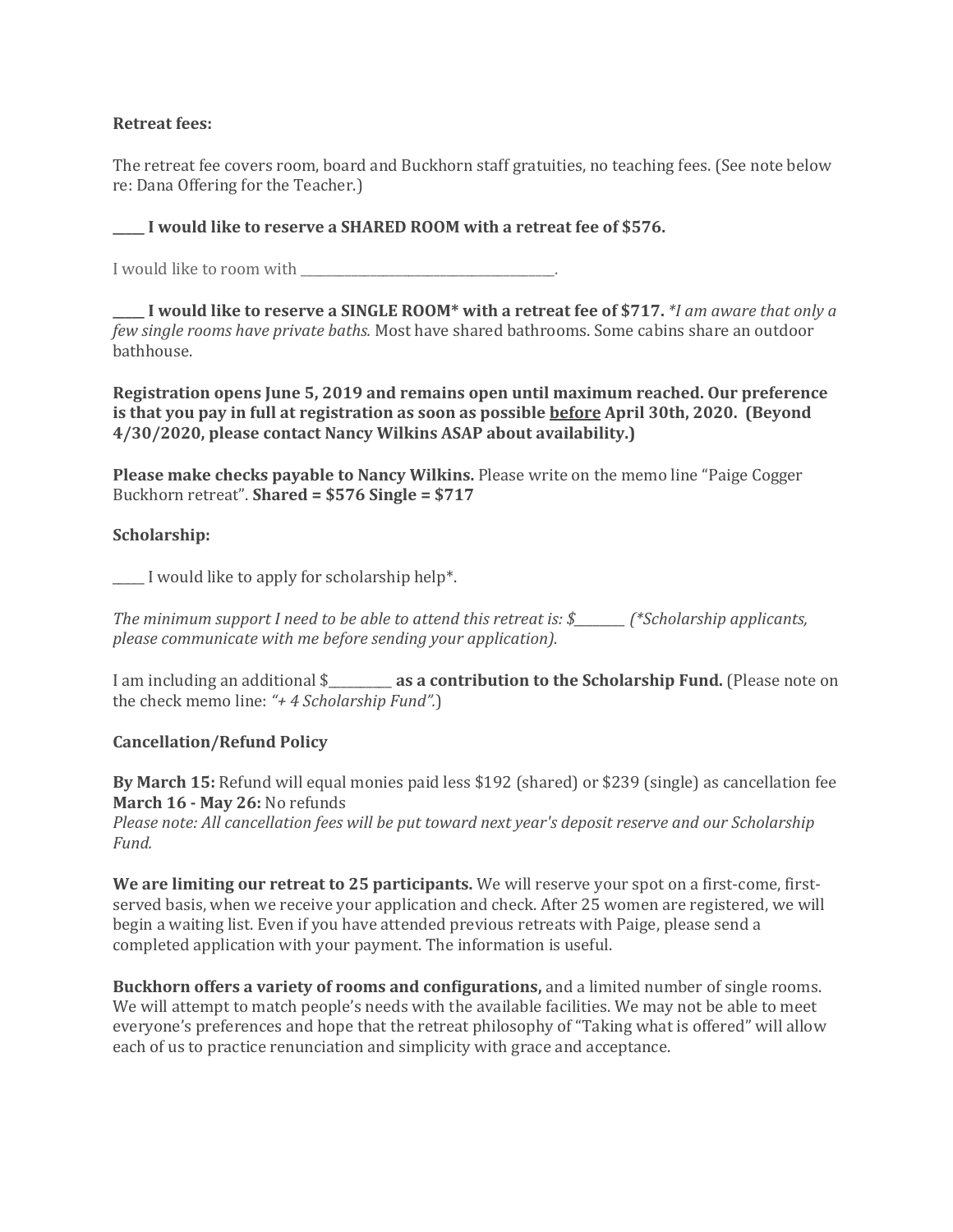**Retreat fees:**

The retreat fee covers room, board and Buckhorn staff gratuities, no teaching fees. (See note below re: Dana Offering for the Teacher.)

**_____ I would like to reserve a SHARED ROOM with a retreat fee of $576.**

I would like to room with ________________________________________.

**_____ I would like to reserve a SINGLE ROOM* with a retreat fee of $717.** *\*I am aware that only a few single rooms have private baths.* Most have shared bathrooms. Some cabins share an outdoor bathhouse.

**Registration opens June 5, 2019 and remains open until maximum reached. Our preference is that you pay in full at registration as soon as possible <u>before</u> April 30th, 2020. (Beyond 4/30/2020, please contact Nancy Wilkins ASAP about availability.)**

**Please make checks payable to Nancy Wilkins.** Please write on the memo line "Paige Cogger Buckhorn retreat". **Shared = $576 Single = $717**

**Scholarship:**

_____ I would like to apply for scholarship help*.

*The minimum support I need to be able to attend this retreat is: $________ (\*Scholarship applicants, please communicate with me before sending your application).*

I am including an additional $__________ **as a contribution to the Scholarship Fund.** (Please note on the check memo line: *"+ 4 Scholarship Fund".*)

**Cancellation/Refund Policy**

**By March 15:** Refund will equal monies paid less $192 (shared) or $239 (single) as cancellation fee
**March 16 - May 26:** No refunds
*Please note: All cancellation fees will be put toward next year's deposit reserve and our Scholarship Fund.*

**We are limiting our retreat to 25 participants.** We will reserve your spot on a first-come, first-served basis, when we receive your application and check. After 25 women are registered, we will begin a waiting list. Even if you have attended previous retreats with Paige, please send a completed application with your payment. The information is useful.

**Buckhorn offers a variety of rooms and configurations,** and a limited number of single rooms. We will attempt to match people's needs with the available facilities. We may not be able to meet everyone's preferences and hope that the retreat philosophy of "Taking what is offered" will allow each of us to practice renunciation and simplicity with grace and acceptance.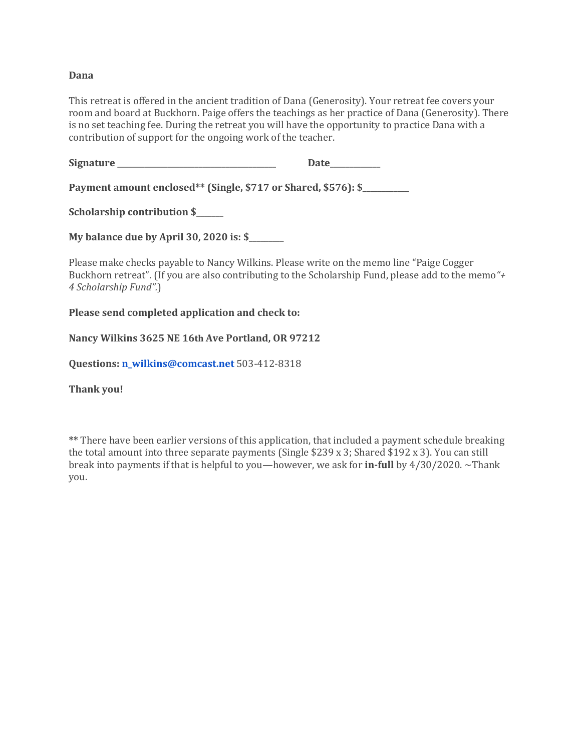**Dana**

This retreat is offered in the ancient tradition of Dana (Generosity). Your retreat fee covers your room and board at Buckhorn. Paige offers the teachings as her practice of Dana (Generosity). There is no set teaching fee. During the retreat you will have the opportunity to practice Dana with a contribution of support for the ongoing work of the teacher.

**Signature \_\_\_\_\_\_\_\_\_\_\_\_\_\_\_\_\_\_\_\_\_\_\_\_\_\_\_\_\_\_\_\_\_\_\_\_ Date\_\_\_\_\_\_\_\_\_\_\_\_**

**Payment amount enclosed\*\* (Single, $717 or Shared, $576): $\_\_\_\_\_\_\_\_\_\_\_**

**Scholarship contribution $\_\_\_\_\_\_**

**My balance due by April 30, 2020 is: $\_\_\_\_\_\_\_\_**

Please make checks payable to Nancy Wilkins. Please write on the memo line "Paige Cogger Buckhorn retreat". (If you are also contributing to the Scholarship Fund, please add to the memo *"+ 4 Scholarship Fund".*)

**Please send completed application and check to:**

**Nancy Wilkins 3625 NE 16th Ave Portland, OR 97212**

**Questions: n_wilkins@comcast.net** 503-412-8318

**Thank you!**

\*\* There have been earlier versions of this application, that included a payment schedule breaking the total amount into three separate payments (Single $239 x 3; Shared $192 x 3). You can still break into payments if that is helpful to you—however, we ask for **in-full** by 4/30/2020. ~Thank you.